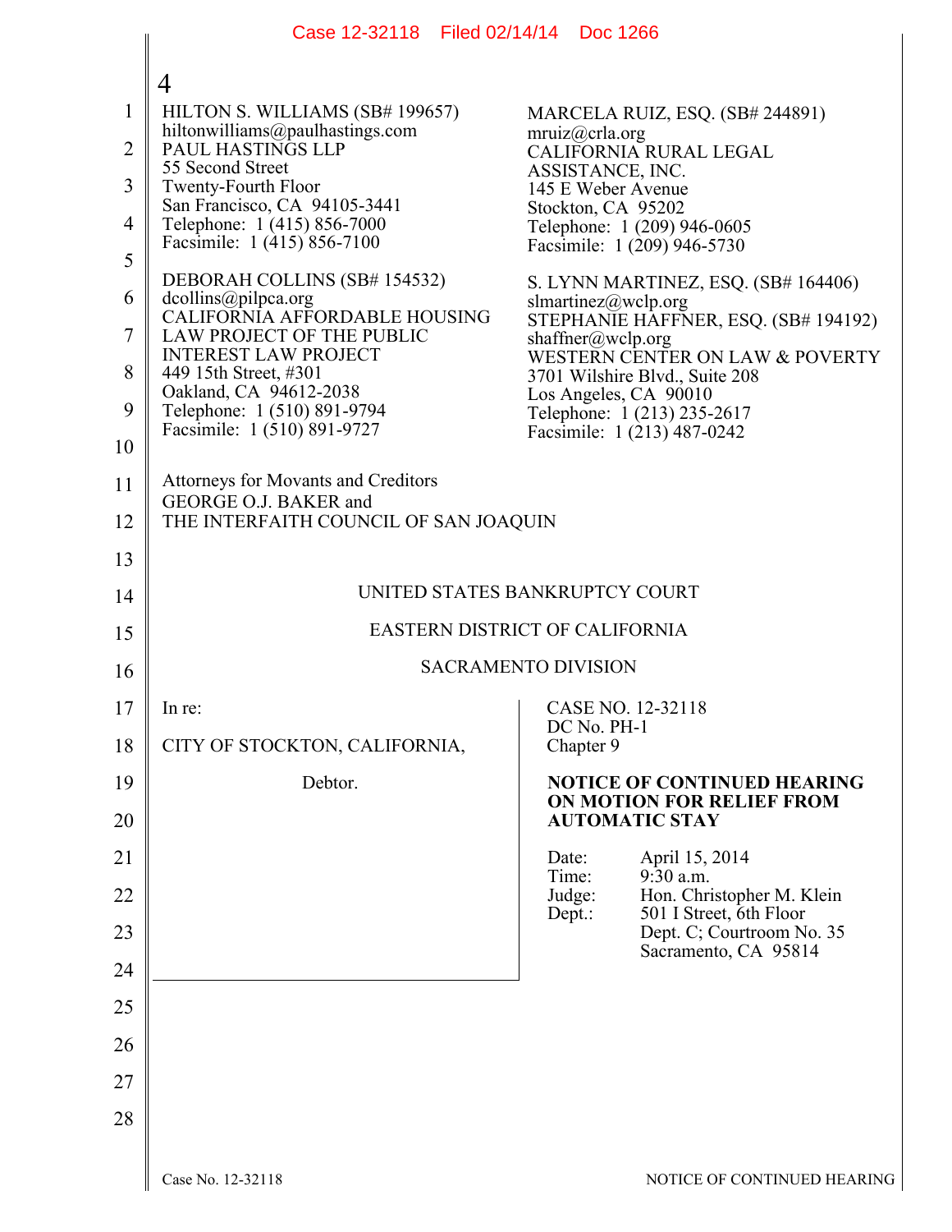HILTON S. WILLIAMS (SB# 199657)
hiltonwilliams@paulhastings.com
PAUL HASTINGS LLP
55 Second Street
Twenty-Fourth Floor
San Francisco, CA 94105-3441
Telephone: 1 (415) 856-7000
Facsimile: 1 (415) 856-7100

DEBORAH COLLINS (SB# 154532)
dcollins@pilpca.org
CALIFORNIA AFFORDABLE HOUSING
LAW PROJECT OF THE PUBLIC
INTEREST LAW PROJECT
449 15th Street, #301
Oakland, CA 94612-2038
Telephone: 1 (510) 891-9794
Facsimile: 1 (510) 891-9727

MARCELA RUIZ, ESQ. (SB# 244891)
mruiz@crla.org
CALIFORNIA RURAL LEGAL
ASSISTANCE, INC.
145 E Weber Avenue
Stockton, CA 95202
Telephone: 1 (209) 946-0605
Facsimile: 1 (209) 946-5730

S. LYNN MARTINEZ, ESQ. (SB# 164406)
slmartinez@wclp.org
STEPHANIE HAFFNER, ESQ. (SB# 194192)
shaffner@wclp.org
WESTERN CENTER ON LAW & POVERTY
3701 Wilshire Blvd., Suite 208
Los Angeles, CA 90010
Telephone: 1 (213) 235-2617
Facsimile: 1 (213) 487-0242

Attorneys for Movants and Creditors
GEORGE O.J. BAKER and
THE INTERFAITH COUNCIL OF SAN JOAQUIN

UNITED STATES BANKRUPTCY COURT

EASTERN DISTRICT OF CALIFORNIA

SACRAMENTO DIVISION

In re:

CITY OF STOCKTON, CALIFORNIA,

Debtor.

CASE NO. 12-32118
DC No. PH-1
Chapter 9

**NOTICE OF CONTINUED HEARING ON MOTION FOR RELIEF FROM AUTOMATIC STAY**

Date: April 15, 2014
Time: 9:30 a.m.
Judge: Hon. Christopher M. Klein
Dept.: 501 I Street, 6th Floor
Dept. C; Courtroom No. 35
Sacramento, CA 95814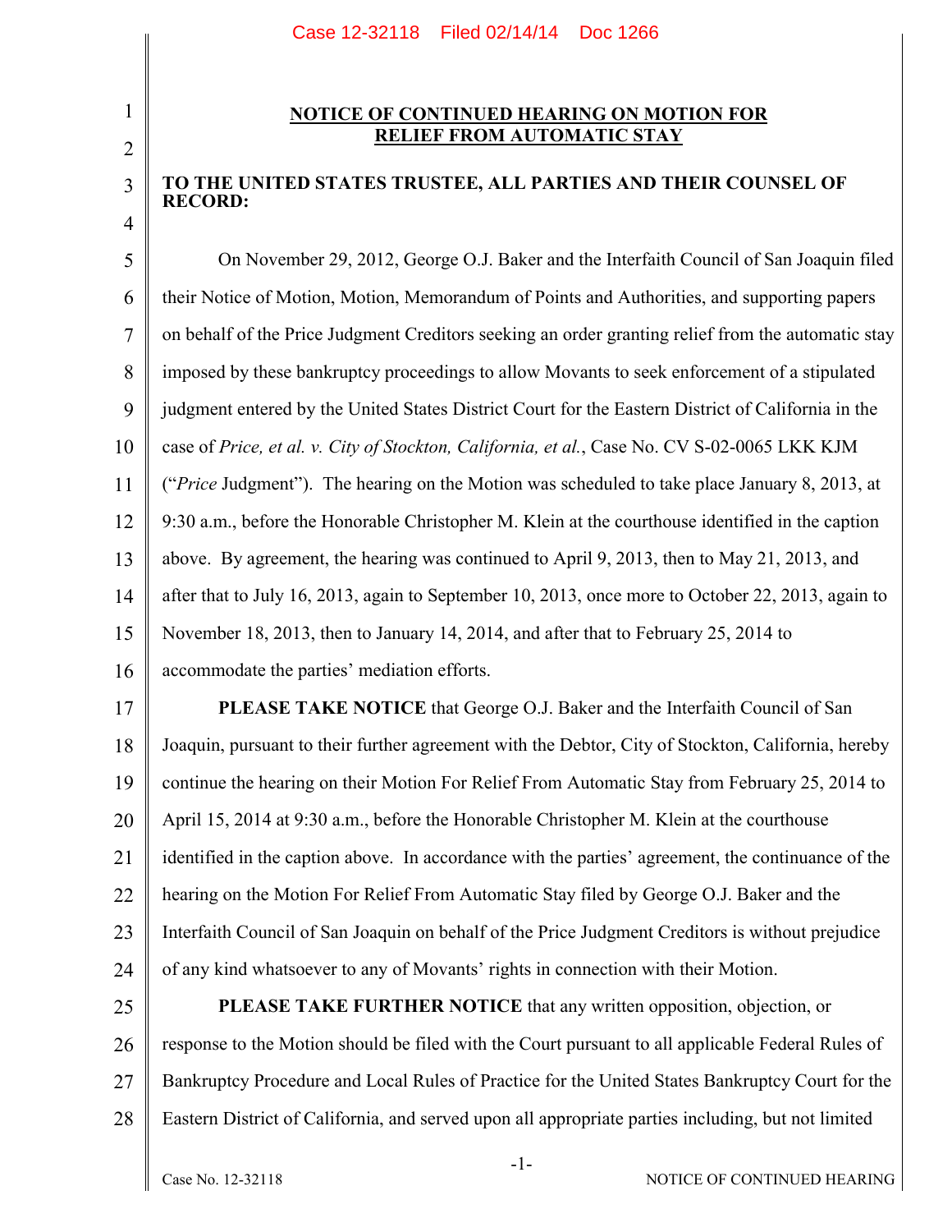## NOTICE OF CONTINUED HEARING ON MOTION FOR RELIEF FROM AUTOMATIC STAY

**TO THE UNITED STATES TRUSTEE, ALL PARTIES AND THEIR COUNSEL OF RECORD:**

On November 29, 2012, George O.J. Baker and the Interfaith Council of San Joaquin filed their Notice of Motion, Motion, Memorandum of Points and Authorities, and supporting papers on behalf of the Price Judgment Creditors seeking an order granting relief from the automatic stay imposed by these bankruptcy proceedings to allow Movants to seek enforcement of a stipulated judgment entered by the United States District Court for the Eastern District of California in the case of *Price, et al. v. City of Stockton, California, et al.*, Case No. CV S-02-0065 LKK KJM ("*Price* Judgment"). The hearing on the Motion was scheduled to take place January 8, 2013, at 9:30 a.m., before the Honorable Christopher M. Klein at the courthouse identified in the caption above. By agreement, the hearing was continued to April 9, 2013, then to May 21, 2013, and after that to July 16, 2013, again to September 10, 2013, once more to October 22, 2013, again to November 18, 2013, then to January 14, 2014, and after that to February 25, 2014 to accommodate the parties' mediation efforts.

**PLEASE TAKE NOTICE** that George O.J. Baker and the Interfaith Council of San Joaquin, pursuant to their further agreement with the Debtor, City of Stockton, California, hereby continue the hearing on their Motion For Relief From Automatic Stay from February 25, 2014 to April 15, 2014 at 9:30 a.m., before the Honorable Christopher M. Klein at the courthouse identified in the caption above. In accordance with the parties' agreement, the continuance of the hearing on the Motion For Relief From Automatic Stay filed by George O.J. Baker and the Interfaith Council of San Joaquin on behalf of the Price Judgment Creditors is without prejudice of any kind whatsoever to any of Movants' rights in connection with their Motion.

**PLEASE TAKE FURTHER NOTICE** that any written opposition, objection, or response to the Motion should be filed with the Court pursuant to all applicable Federal Rules of Bankruptcy Procedure and Local Rules of Practice for the United States Bankruptcy Court for the Eastern District of California, and served upon all appropriate parties including, but not limited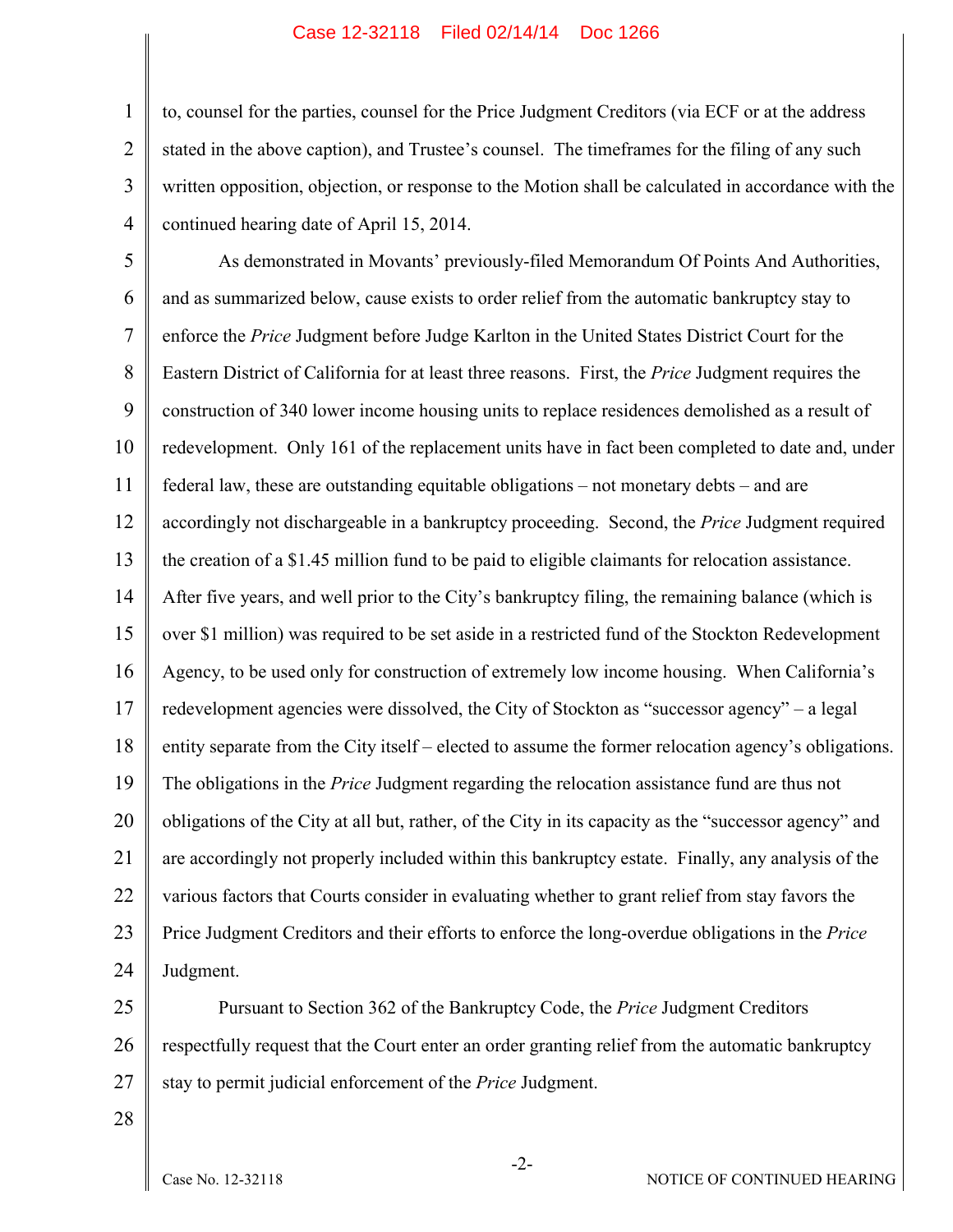to, counsel for the parties, counsel for the Price Judgment Creditors (via ECF or at the address stated in the above caption), and Trustee's counsel. The timeframes for the filing of any such written opposition, objection, or response to the Motion shall be calculated in accordance with the continued hearing date of April 15, 2014.

As demonstrated in Movants' previously-filed Memorandum Of Points And Authorities, and as summarized below, cause exists to order relief from the automatic bankruptcy stay to enforce the *Price* Judgment before Judge Karlton in the United States District Court for the Eastern District of California for at least three reasons. First, the *Price* Judgment requires the construction of 340 lower income housing units to replace residences demolished as a result of redevelopment. Only 161 of the replacement units have in fact been completed to date and, under federal law, these are outstanding equitable obligations – not monetary debts – and are accordingly not dischargeable in a bankruptcy proceeding. Second, the *Price* Judgment required the creation of a $1.45 million fund to be paid to eligible claimants for relocation assistance. After five years, and well prior to the City's bankruptcy filing, the remaining balance (which is over $1 million) was required to be set aside in a restricted fund of the Stockton Redevelopment Agency, to be used only for construction of extremely low income housing. When California's redevelopment agencies were dissolved, the City of Stockton as "successor agency" – a legal entity separate from the City itself – elected to assume the former relocation agency's obligations. The obligations in the *Price* Judgment regarding the relocation assistance fund are thus not obligations of the City at all but, rather, of the City in its capacity as the "successor agency" and are accordingly not properly included within this bankruptcy estate. Finally, any analysis of the various factors that Courts consider in evaluating whether to grant relief from stay favors the Price Judgment Creditors and their efforts to enforce the long-overdue obligations in the *Price* Judgment.

Pursuant to Section 362 of the Bankruptcy Code, the *Price* Judgment Creditors respectfully request that the Court enter an order granting relief from the automatic bankruptcy stay to permit judicial enforcement of the *Price* Judgment.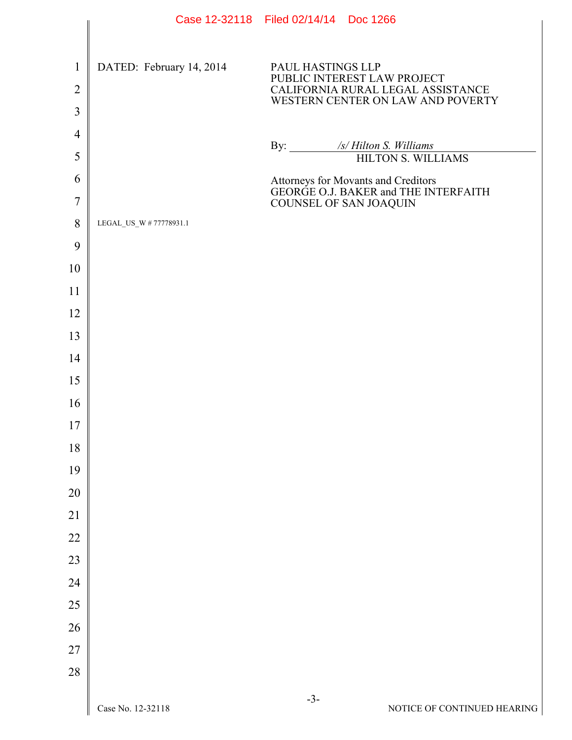DATED: February 14, 2014

PAUL HASTINGS LLP
PUBLIC INTEREST LAW PROJECT
CALIFORNIA RURAL LEGAL ASSISTANCE
WESTERN CENTER ON LAW AND POVERTY

By: *_/s/ Hilton S. Williams_*
HILTON S. WILLIAMS

Attorneys for Movants and Creditors
GEORGE O.J. BAKER and THE INTERFAITH COUNSEL OF SAN JOAQUIN

LEGAL_US_W # 77778931.1